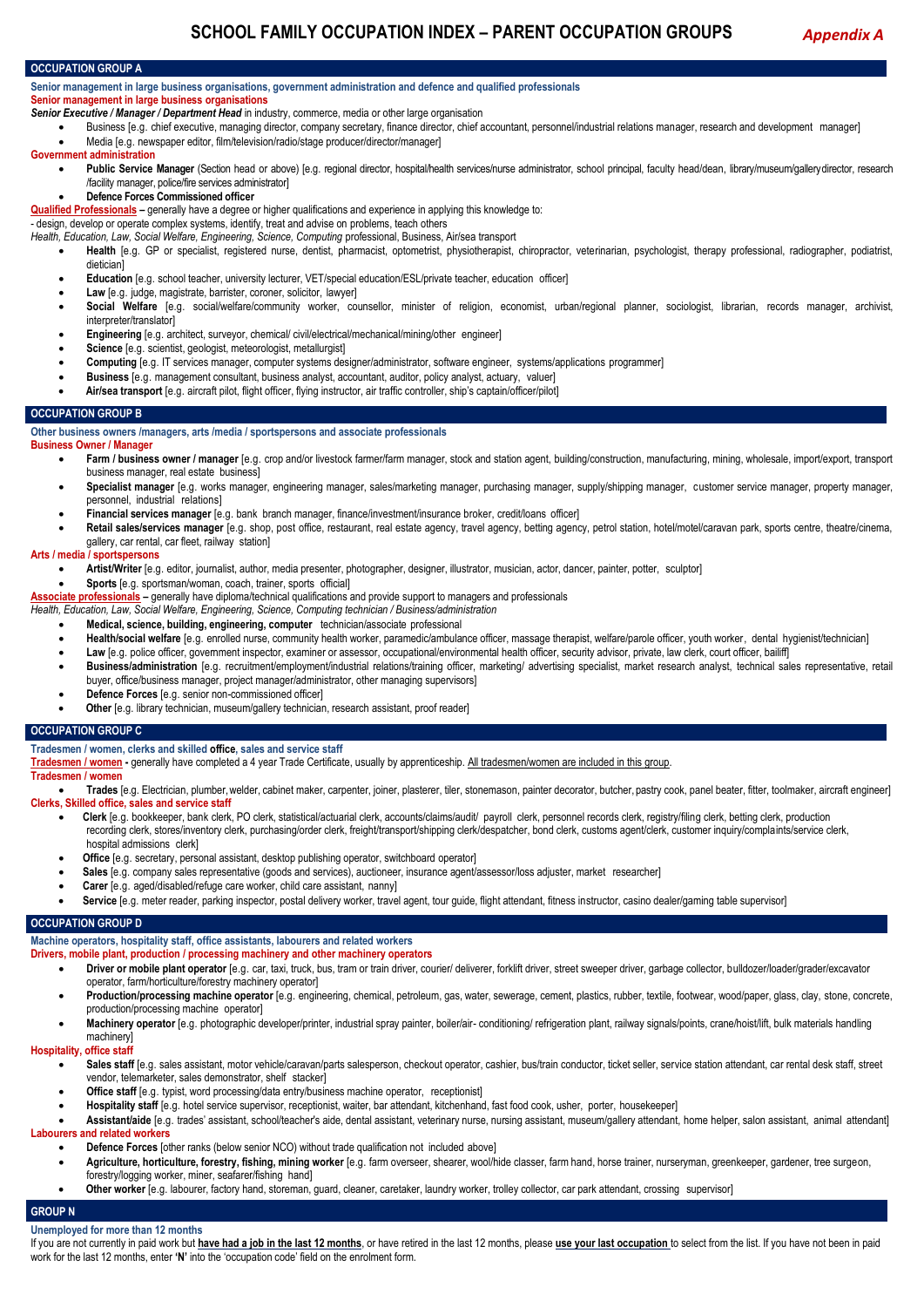# SCHOOL FAMILY OCCUPATION INDEX – PARENT OCCUPATION GROUPS

*Appendix A*

## OCCUPATION GROUP A

**Senior management in large business organisations, government administration and defence and qualified professionals**

**Senior management in large business organisations**

***Senior Executive / Manager / Department Head*** in industry, commerce, media or other large organisation

- Business [e.g. chief executive, managing director, company secretary, finance director, chief accountant, personnel/industrial relations manager, research and development manager]
- Media [e.g. newspaper editor, film/television/radio/stage producer/director/manager]

**Government administration**

- **Public Service Manager** (Section head or above) [e.g. regional director, hospital/health services/nurse administrator, school principal, faculty head/dean, library/museum/gallery director, research /facility manager, police/fire services administrator]
- **Defence Forces Commissioned officer**

**Qualified Professionals** – generally have a degree or higher qualifications and experience in applying this knowledge to:

- design, develop or operate complex systems, identify, treat and advise on problems, teach others

*Health, Education, Law, Social Welfare, Engineering, Science, Computing* professional, Business, Air/sea transport

- **Health** [e.g. GP or specialist, registered nurse, dentist, pharmacist, optometrist, physiotherapist, chiropractor, veterinarian, psychologist, therapy professional, radiographer, podiatrist, dietician]
- **Education** [e.g. school teacher, university lecturer, VET/special education/ESL/private teacher, education officer]
- **Law** [e.g. judge, magistrate, barrister, coroner, solicitor, lawyer]
- **Social Welfare** [e.g. social/welfare/community worker, counsellor, minister of religion, economist, urban/regional planner, sociologist, librarian, records manager, archivist, interpreter/translator]
- **Engineering** [e.g. architect, surveyor, chemical/ civil/electrical/mechanical/mining/other engineer]
- **Science** [e.g. scientist, geologist, meteorologist, metallurgist]
- **Computing** [e.g. IT services manager, computer systems designer/administrator, software engineer, systems/applications programmer]
- **Business** [e.g. management consultant, business analyst, accountant, auditor, policy analyst, actuary, valuer]
- **Air/sea transport** [e.g. aircraft pilot, flight officer, flying instructor, air traffic controller, ship's captain/officer/pilot]

## OCCUPATION GROUP B

**Other business owners /managers, arts /media / sportspersons and associate professionals**

**Business Owner / Manager**

- **Farm / business owner / manager** [e.g. crop and/or livestock farmer/farm manager, stock and station agent, building/construction, manufacturing, mining, wholesale, import/export, transport business manager, real estate business]
- **Specialist manager** [e.g. works manager, engineering manager, sales/marketing manager, purchasing manager, supply/shipping manager, customer service manager, property manager, personnel, industrial relations]
- **Financial services manager** [e.g. bank branch manager, finance/investment/insurance broker, credit/loans officer]
- **Retail sales/services manager** [e.g. shop, post office, restaurant, real estate agency, travel agency, betting agency, petrol station, hotel/motel/caravan park, sports centre, theatre/cinema, gallery, car rental, car fleet, railway station]

**Arts / media / sportspersons**

- **Artist/Writer** [e.g. editor, journalist, author, media presenter, photographer, designer, illustrator, musician, actor, dancer, painter, potter, sculptor]
- **Sports** [e.g. sportsman/woman, coach, trainer, sports official]

**Associate professionals** – generally have diploma/technical qualifications and provide support to managers and professionals

*Health, Education, Law, Social Welfare, Engineering, Science, Computing technician / Business/administration*

- **Medical, science, building, engineering, computer** technician/associate professional
- **Health/social welfare** [e.g. enrolled nurse, community health worker, paramedic/ambulance officer, massage therapist, welfare/parole officer, youth worker, dental hygienist/technician]
- **Law** [e.g. police officer, government inspector, examiner or assessor, occupational/environmental health officer, security advisor, private, law clerk, court officer, bailiff]
- **Business/administration** [e.g. recruitment/employment/industrial relations/training officer, marketing/ advertising specialist, market research analyst, technical sales representative, retail buyer, office/business manager, project manager/administrator, other managing supervisors]
- **Defence Forces** [e.g. senior non-commissioned officer]
- **Other** [e.g. library technician, museum/gallery technician, research assistant, proof reader]

## OCCUPATION GROUP C

**Tradesmen / women, clerks and skilled office, sales and service staff**

**Tradesmen / women** - generally have completed a 4 year Trade Certificate, usually by apprenticeship. All tradesmen/women are included in this group.

**Tradesmen / women**

- **Trades** [e.g. Electrician, plumber, welder, cabinet maker, carpenter, joiner, plasterer, tiler, stonemason, painter decorator, butcher, pastry cook, panel beater, fitter, toolmaker, aircraft engineer]

**Clerks, Skilled office, sales and service staff**

- **Clerk** [e.g. bookkeeper, bank clerk, PO clerk, statistical/actuarial clerk, accounts/claims/audit/ payroll clerk, personnel records clerk, registry/filing clerk, betting clerk, production recording clerk, stores/inventory clerk, purchasing/order clerk, freight/transport/shipping clerk/despatcher, bond clerk, customs agent/clerk, customer inquiry/complaints/service clerk, hospital admissions clerk]
- **Office** [e.g. secretary, personal assistant, desktop publishing operator, switchboard operator]
- **Sales** [e.g. company sales representative (goods and services), auctioneer, insurance agent/assessor/loss adjuster, market researcher]
- **Carer** [e.g. aged/disabled/refuge care worker, child care assistant, nanny]
- **Service** [e.g. meter reader, parking inspector, postal delivery worker, travel agent, tour guide, flight attendant, fitness instructor, casino dealer/gaming table supervisor]

## OCCUPATION GROUP D

**Machine operators, hospitality staff, office assistants, labourers and related workers**

**Drivers, mobile plant, production / processing machinery and other machinery operators**

- **Driver or mobile plant operator** [e.g. car, taxi, truck, bus, tram or train driver, courier/ deliverer, forklift driver, street sweeper driver, garbage collector, bulldozer/loader/grader/excavator operator, farm/horticulture/forestry machinery operator]
- **Production/processing machine operator** [e.g. engineering, chemical, petroleum, gas, water, sewerage, cement, plastics, rubber, textile, footwear, wood/paper, glass, clay, stone, concrete, production/processing machine operator]
- **Machinery operator** [e.g. photographic developer/printer, industrial spray painter, boiler/air- conditioning/ refrigeration plant, railway signals/points, crane/hoist/lift, bulk materials handling machinery]

**Hospitality, office staff**

- **Sales staff** [e.g. sales assistant, motor vehicle/caravan/parts salesperson, checkout operator, cashier, bus/train conductor, ticket seller, service station attendant, car rental desk staff, street vendor, telemarketer, sales demonstrator, shelf stacker]
- **Office staff** [e.g. typist, word processing/data entry/business machine operator, receptionist]
- **Hospitality staff** [e.g. hotel service supervisor, receptionist, waiter, bar attendant, kitchenhand, fast food cook, usher, porter, housekeeper]
- **Assistant/aide** [e.g. trades' assistant, school/teacher's aide, dental assistant, veterinary nurse, nursing assistant, museum/gallery attendant, home helper, salon assistant, animal attendant]

**Labourers and related workers**

- **Defence Forces** [other ranks (below senior NCO) without trade qualification not included above]
- **Agriculture, horticulture, forestry, fishing, mining worker** [e.g. farm overseer, shearer, wool/hide classer, farm hand, horse trainer, nurseryman, greenkeeper, gardener, tree surgeon, forestry/logging worker, miner, seafarer/fishing hand]
- **Other worker** [e.g. labourer, factory hand, storeman, guard, cleaner, caretaker, laundry worker, trolley collector, car park attendant, crossing supervisor]

## GROUP N

**Unemployed for more than 12 months**

If you are not currently in paid work but **have had a job in the last 12 months**, or have retired in the last 12 months, please **use your last occupation** to select from the list. If you have not been in paid work for the last 12 months, enter **'N'** into the 'occupation code' field on the enrolment form.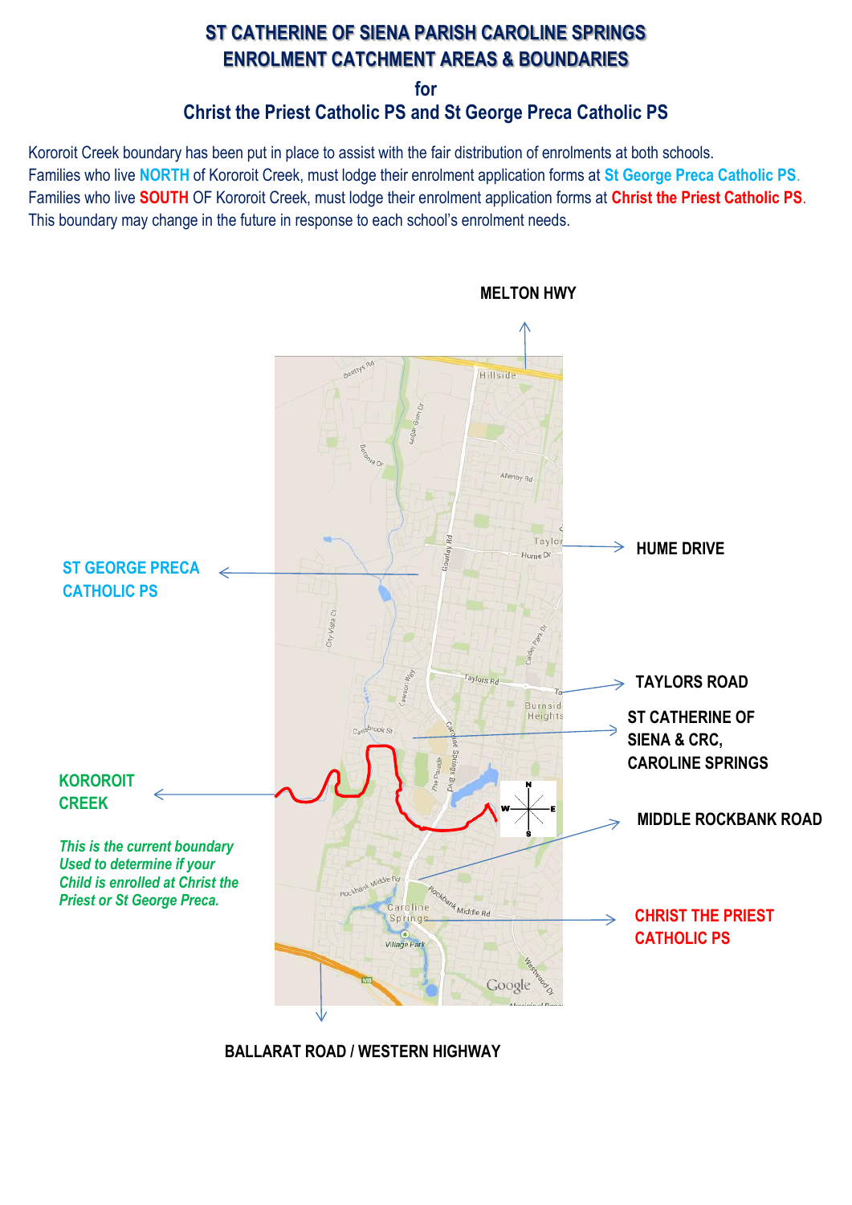# ST CATHERINE OF SIENA PARISH CAROLINE SPRINGS
# ENROLMENT CATCHMENT AREAS & BOUNDARIES

## for

## Christ the Priest Catholic PS and St George Preca Catholic PS

Kororoit Creek boundary has been put in place to assist with the fair distribution of enrolments at both schools.
Families who live **NORTH** of Kororoit Creek, must lodge their enrolment application forms at **St George Preca Catholic PS**.
Families who live **SOUTH** OF Kororoit Creek, must lodge their enrolment application forms at **Christ the Priest Catholic PS**.
This boundary may change in the future in response to each school's enrolment needs.

MELTON HWY

HUME DRIVE

ST GEORGE PRECA CATHOLIC PS

TAYLORS ROAD

ST CATHERINE OF SIENA & CRC, CAROLINE SPRINGS

KOROROIT CREEK

*This is the current boundary Used to determine if your Child is enrolled at Christ the Priest or St George Preca.*

MIDDLE ROCKBANK ROAD

CHRIST THE PRIEST CATHOLIC PS

BALLARAT ROAD / WESTERN HIGHWAY